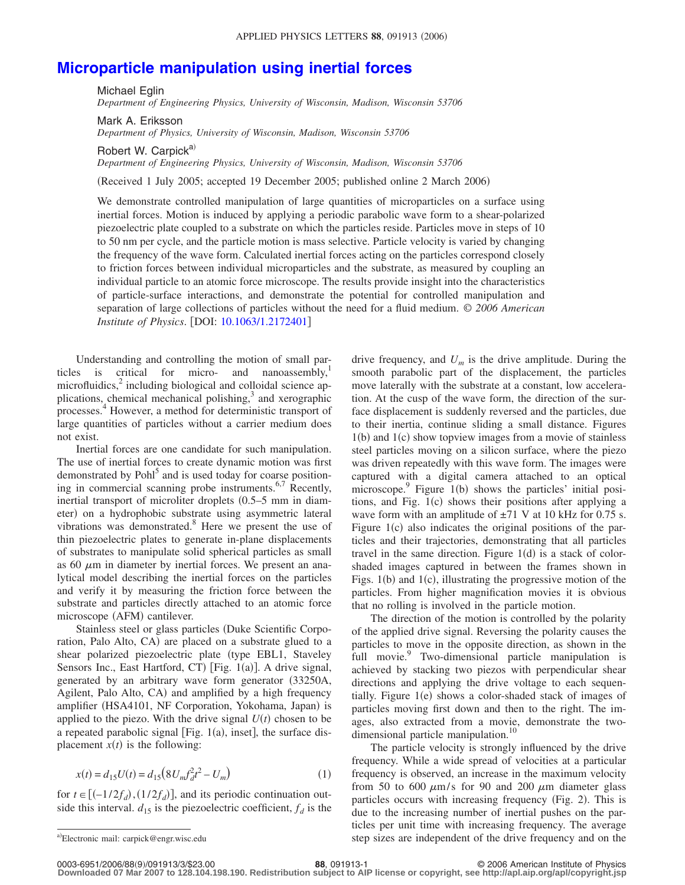# Microparticle manipulation using inertial forces

Michael Eglin
*Department of Engineering Physics, University of Wisconsin, Madison, Wisconsin 53706*

Mark A. Eriksson
*Department of Physics, University of Wisconsin, Madison, Wisconsin 53706*

Robert W. Carpick[a]
*Department of Engineering Physics, University of Wisconsin, Madison, Wisconsin 53706*

(Received 1 July 2005; accepted 19 December 2005; published online 2 March 2006)

We demonstrate controlled manipulation of large quantities of microparticles on a surface using inertial forces. Motion is induced by applying a periodic parabolic wave form to a shear-polarized piezoelectric plate coupled to a substrate on which the particles reside. Particles move in steps of 10 to 50 nm per cycle, and the particle motion is mass selective. Particle velocity is varied by changing the frequency of the wave form. Calculated inertial forces acting on the particles correspond closely to friction forces between individual microparticles and the substrate, as measured by coupling an individual particle to an atomic force microscope. The results provide insight into the characteristics of particle-surface interactions, and demonstrate the potential for controlled manipulation and separation of large collections of particles without the need for a fluid medium. *© 2006 American Institute of Physics*. [DOI: 10.1063/1.2172401]

Understanding and controlling the motion of small particles is critical for micro- and nanoassembly,[1] microfluidics,[2] including biological and colloidal science applications, chemical mechanical polishing,[3] and xerographic processes.[4] However, a method for deterministic transport of large quantities of particles without a carrier medium does not exist.

Inertial forces are one candidate for such manipulation. The use of inertial forces to create dynamic motion was first demonstrated by Pohl[5] and is used today for coarse positioning in commercial scanning probe instruments.[6,7] Recently, inertial transport of microliter droplets (0.5–5 mm in diameter) on a hydrophobic substrate using asymmetric lateral vibrations was demonstrated.[8] Here we present the use of thin piezoelectric plates to generate in-plane displacements of substrates to manipulate solid spherical particles as small as 60 $\mu$m in diameter by inertial forces. We present an analytical model describing the inertial forces on the particles and verify it by measuring the friction force between the substrate and particles directly attached to an atomic force microscope (AFM) cantilever.

Stainless steel or glass particles (Duke Scientific Corporation, Palo Alto, CA) are placed on a substrate glued to a shear polarized piezoelectric plate (type EBL1, Staveley Sensors Inc., East Hartford, CT) [Fig. 1(a)]. A drive signal, generated by an arbitrary wave form generator (33250A, Agilent, Palo Alto, CA) and amplified by a high frequency amplifier (HSA4101, NF Corporation, Yokohama, Japan) is applied to the piezo. With the drive signal $U(t)$ chosen to be a repeated parabolic signal [Fig. 1(a), inset], the surface displacement $x(t)$ is the following:

$$x(t) = d_{15}U(t) = d_{15}\left(8U_m f_d^2 t^2 - U_m\right) \qquad (1)$$

for $t \in [(-1/2f_d),(1/2f_d)]$, and its periodic continuation outside this interval. $d_{15}$ is the piezoelectric coefficient, $f_d$ is the drive frequency, and $U_m$ is the drive amplitude. During the smooth parabolic part of the displacement, the particles move laterally with the substrate at a constant, low acceleration. At the cusp of the wave form, the direction of the surface displacement is suddenly reversed and the particles, due to their inertia, continue sliding a small distance. Figures 1(b) and 1(c) show topview images from a movie of stainless steel particles moving on a silicon surface, where the piezo was driven repeatedly with this wave form. The images were captured with a digital camera attached to an optical microscope.[9] Figure 1(b) shows the particles' initial positions, and Fig. 1(c) shows their positions after applying a wave form with an amplitude of ±71 V at 10 kHz for 0.75 s. Figure 1(c) also indicates the original positions of the particles and their trajectories, demonstrating that all particles travel in the same direction. Figure 1(d) is a stack of color-shaded images captured in between the frames shown in Figs. 1(b) and 1(c), illustrating the progressive motion of the particles. From higher magnification movies it is obvious that no rolling is involved in the particle motion.

The direction of the motion is controlled by the polarity of the applied drive signal. Reversing the polarity causes the particles to move in the opposite direction, as shown in the full movie.[9] Two-dimensional particle manipulation is achieved by stacking two piezos with perpendicular shear directions and applying the drive voltage to each sequentially. Figure 1(e) shows a color-shaded stack of images of particles moving first down and then to the right. The images, also extracted from a movie, demonstrate the two-dimensional particle manipulation.[10]

The particle velocity is strongly influenced by the drive frequency. While a wide spread of velocities at a particular frequency is observed, an increase in the maximum velocity from 50 to 600 $\mu$m/s for 90 and 200 $\mu$m diameter glass particles occurs with increasing frequency (Fig. 2). This is due to the increasing number of inertial pushes on the particles per unit time with increasing frequency. The average step sizes are independent of the drive frequency and on the

[a]Electronic mail: carpick@engr.wisc.edu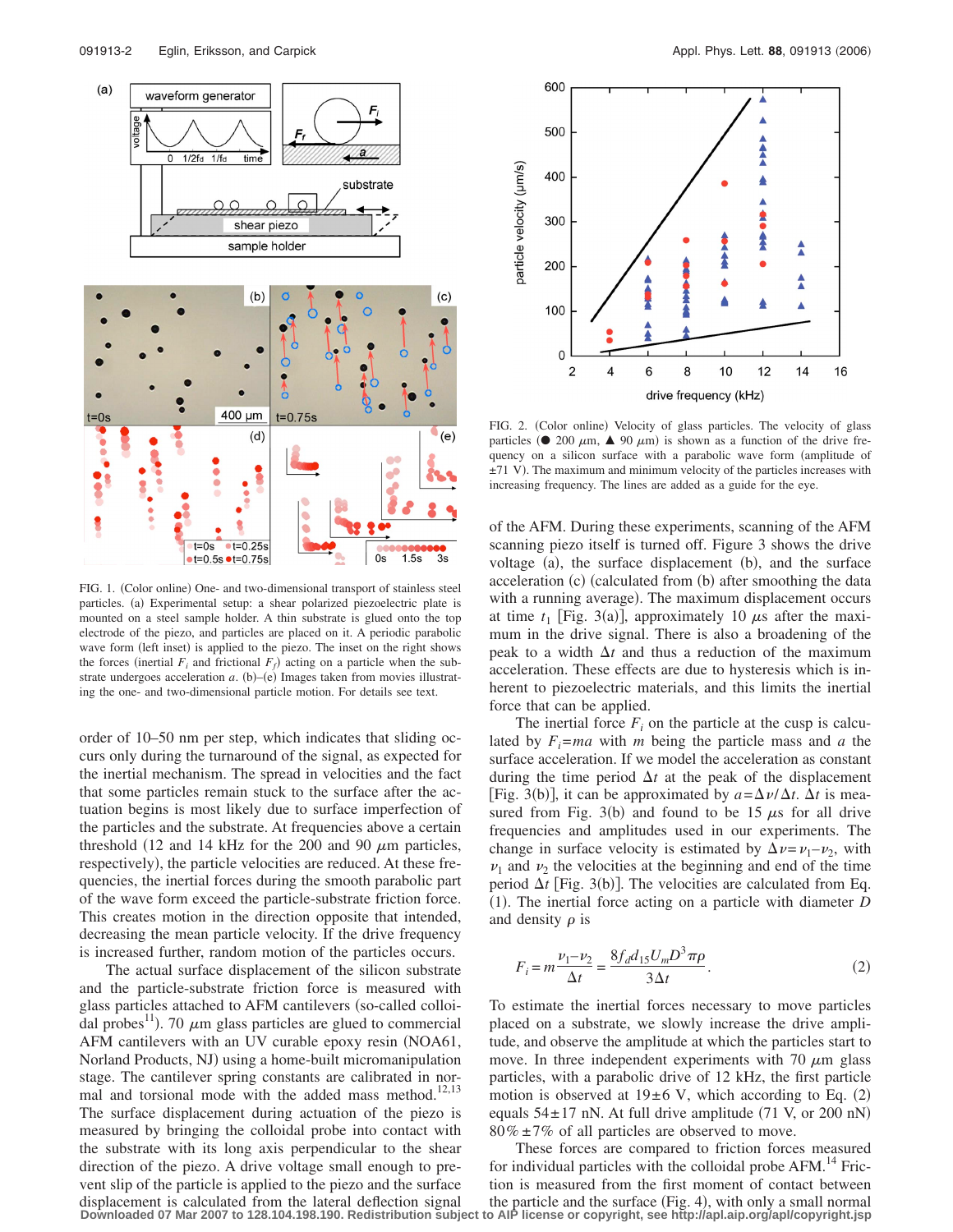FIG. 1. (Color online) One- and two-dimensional transport of stainless steel particles. (a) Experimental setup: a shear polarized piezoelectric plate is mounted on a steel sample holder. A thin substrate is glued onto the top electrode of the piezo, and particles are placed on it. A periodic parabolic wave form (left inset) is applied to the piezo. The inset on the right shows the forces (inertial $F_i$ and frictional $F_f$) acting on a particle when the substrate undergoes acceleration $a$. (b)–(e) Images taken from movies illustrating the one- and two-dimensional particle motion. For details see text.

order of 10–50 nm per step, which indicates that sliding occurs only during the turnaround of the signal, as expected for the inertial mechanism. The spread in velocities and the fact that some particles remain stuck to the surface after the actuation begins is most likely due to surface imperfection of the particles and the substrate. At frequencies above a certain threshold (12 and 14 kHz for the 200 and 90 $\mu$m particles, respectively), the particle velocities are reduced. At these frequencies, the inertial forces during the smooth parabolic part of the wave form exceed the particle-substrate friction force. This creates motion in the direction opposite that intended, decreasing the mean particle velocity. If the drive frequency is increased further, random motion of the particles occurs.

The actual surface displacement of the silicon substrate and the particle-substrate friction force is measured with glass particles attached to AFM cantilevers (so-called colloidal probes[11]). 70 $\mu$m glass particles are glued to commercial AFM cantilevers with an UV curable epoxy resin (NOA61, Norland Products, NJ) using a home-built micromanipulation stage. The cantilever spring constants are calibrated in normal and torsional mode with the added mass method.[12,13] The surface displacement during actuation of the piezo is measured by bringing the colloidal probe into contact with the substrate with its long axis perpendicular to the shear direction of the piezo. A drive voltage small enough to prevent slip of the particle is applied to the piezo and the surface displacement is calculated from the lateral deflection signal

FIG. 2. (Color online) Velocity of glass particles. The velocity of glass particles (● 200 $\mu$m, ▲ 90 $\mu$m) is shown as a function of the drive frequency on a silicon surface with a parabolic wave form (amplitude of $\pm$71 V). The maximum and minimum velocity of the particles increases with increasing frequency. The lines are added as a guide for the eye.

of the AFM. During these experiments, scanning of the AFM scanning piezo itself is turned off. Figure 3 shows the drive voltage (a), the surface displacement (b), and the surface acceleration (c) (calculated from (b) after smoothing the data with a running average). The maximum displacement occurs at time $t_1$ [Fig. 3(a)], approximately 10 $\mu$s after the maximum in the drive signal. There is also a broadening of the peak to a width $\Delta t$ and thus a reduction of the maximum acceleration. These effects are due to hysteresis which is inherent to piezoelectric materials, and this limits the inertial force that can be applied.

The inertial force $F_i$ on the particle at the cusp is calculated by $F_i = ma$ with $m$ being the particle mass and $a$ the surface acceleration. If we model the acceleration as constant during the time period $\Delta t$ at the peak of the displacement [Fig. 3(b)], it can be approximated by $a = \Delta v / \Delta t$. $\Delta t$ is measured from Fig. 3(b) and found to be 15 $\mu$s for all drive frequencies and amplitudes used in our experiments. The change in surface velocity is estimated by $\Delta v = v_1 - v_2$, with $v_1$ and $v_2$ the velocities at the beginning and end of the time period $\Delta t$ [Fig. 3(b)]. The velocities are calculated from Eq. (1). The inertial force acting on a particle with diameter $D$ and density $\rho$ is

$$F_i = m\frac{v_1 - v_2}{\Delta t} = \frac{8 f_d d_{15} U_m D^3 \pi \rho}{3 \Delta t}. \tag{2}$$

To estimate the inertial forces necessary to move particles placed on a substrate, we slowly increase the drive amplitude, and observe the amplitude at which the particles start to move. In three independent experiments with 70 $\mu$m glass particles, with a parabolic drive of 12 kHz, the first particle motion is observed at 19$\pm$6 V, which according to Eq. (2) equals 54$\pm$17 nN. At full drive amplitude (71 V, or 200 nN) 80%$\pm$7% of all particles are observed to move.

These forces are compared to friction forces measured for individual particles with the colloidal probe AFM.[14] Friction is measured from the first moment of contact between the particle and the surface (Fig. 4), with only a small normal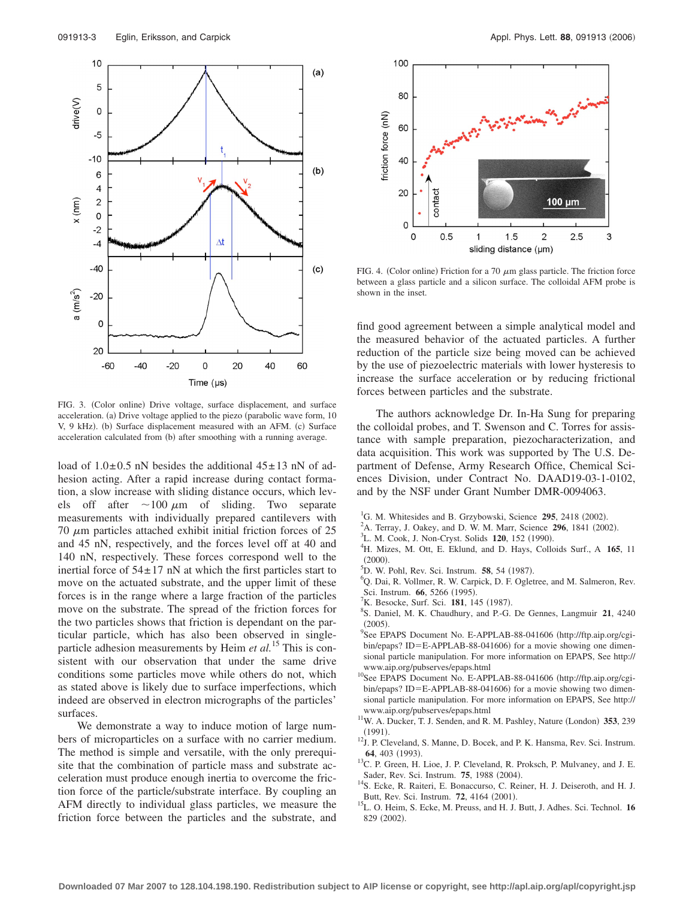10
5
0
-5
-10
drive(V)
(a)

6
4
2
0
-2
-4
x (nm)
(b)
$t_1$
$v_1$
$v_2$
Δt

-40
-20
0
20
a (m/s²)
(c)

-60 -40 -20 0 20 40 60
Time (μs)

FIG. 3. (Color online) Drive voltage, surface displacement, and surface acceleration. (a) Drive voltage applied to the piezo (parabolic wave form, 10 V, 9 kHz). (b) Surface displacement measured with an AFM. (c) Surface acceleration calculated from (b) after smoothing with a running average.

load of $1.0\pm0.5$ nN besides the additional $45\pm13$ nN of adhesion acting. After a rapid increase during contact formation, a slow increase with sliding distance occurs, which levels off after $\sim100$ $\mu$m of sliding. Two separate measurements with individually prepared cantilevers with 70 $\mu$m particles attached exhibit initial friction forces of 25 and 45 nN, respectively, and the forces level off at 40 and 140 nN, respectively. These forces correspond well to the inertial force of $54\pm17$ nN at which the first particles start to move on the actuated substrate, and the upper limit of these forces is in the range where a large fraction of the particles move on the substrate. The spread of the friction forces for the two particles shows that friction is dependant on the particular particle, which has also been observed in single-particle adhesion measurements by Heim *et al.*[15] This is consistent with our observation that under the same drive conditions some particles move while others do not, which as stated above is likely due to surface imperfections, which indeed are observed in electron micrographs of the particles' surfaces.

We demonstrate a way to induce motion of large numbers of microparticles on a surface with no carrier medium. The method is simple and versatile, with the only prerequisite that the combination of particle mass and substrate acceleration must produce enough inertia to overcome the friction force of the particle/substrate interface. By coupling an AFM directly to individual glass particles, we measure the friction force between the particles and the substrate, and find good agreement between a simple analytical model and the measured behavior of the actuated particles. A further reduction of the particle size being moved can be achieved by the use of piezoelectric materials with lower hysteresis to increase the surface acceleration or by reducing frictional forces between particles and the substrate.

100
80
60
40
20
0
friction force (nN)
contact
100 μm
0 0.5 1 1.5 2 2.5 3
sliding distance (μm)

FIG. 4. (Color online) Friction for a 70 $\mu$m glass particle. The friction force between a glass particle and a silicon surface. The colloidal AFM probe is shown in the inset.

The authors acknowledge Dr. In-Ha Sung for preparing the colloidal probes, and T. Swenson and C. Torres for assistance with sample preparation, piezocharacterization, and data acquisition. This work was supported by The U.S. Department of Defense, Army Research Office, Chemical Sciences Division, under Contract No. DAAD19-03-1-0102, and by the NSF under Grant Number DMR-0094063.

[1] G. M. Whitesides and B. Grzybowski, Science **295**, 2418 (2002).
[2] A. Terray, J. Oakey, and D. W. M. Marr, Science **296**, 1841 (2002).
[3] L. M. Cook, J. Non-Cryst. Solids **120**, 152 (1990).
[4] H. Mizes, M. Ott, E. Eklund, and D. Hays, Colloids Surf., A **165**, 11 (2000).
[5] D. W. Pohl, Rev. Sci. Instrum. **58**, 54 (1987).
[6] Q. Dai, R. Vollmer, R. W. Carpick, D. F. Ogletree, and M. Salmeron, Rev. Sci. Instrum. **66**, 5266 (1995).
[7] K. Besocke, Surf. Sci. **181**, 145 (1987).
[8] S. Daniel, M. K. Chaudhury, and P.-G. De Gennes, Langmuir **21**, 4240 (2005).
[9] See EPAPS Document No. E-APPLAB-88-041606 (http://ftp.aip.org/cgi-bin/epaps? ID=E-APPLAB-88-041606) for a movie showing one dimensional particle manipulation. For more information on EPAPS, See http://www.aip.org/pubserves/epaps.html
[10] See EPAPS Document No. E-APPLAB-88-041606 (http://ftp.aip.org/cgi-bin/epaps? ID=E-APPLAB-88-041606) for a movie showing two dimensional particle manipulation. For more information on EPAPS, See http://www.aip.org/pubserves/epaps.html
[11] W. A. Ducker, T. J. Senden, and R. M. Pashley, Nature (London) **353**, 239 (1991).
[12] J. P. Cleveland, S. Manne, D. Bocek, and P. K. Hansma, Rev. Sci. Instrum. **64**, 403 (1993).
[13] C. P. Green, H. Lioe, J. P. Cleveland, R. Proksch, P. Mulvaney, and J. E. Sader, Rev. Sci. Instrum. **75**, 1988 (2004).
[14] S. Ecke, R. Raiteri, E. Bonaccurso, C. Reiner, H. J. Deiseroth, and H. J. Butt, Rev. Sci. Instrum. **72**, 4164 (2001).
[15] L. O. Heim, S. Ecke, M. Preuss, and H. J. Butt, J. Adhes. Sci. Technol. **16** 829 (2002).